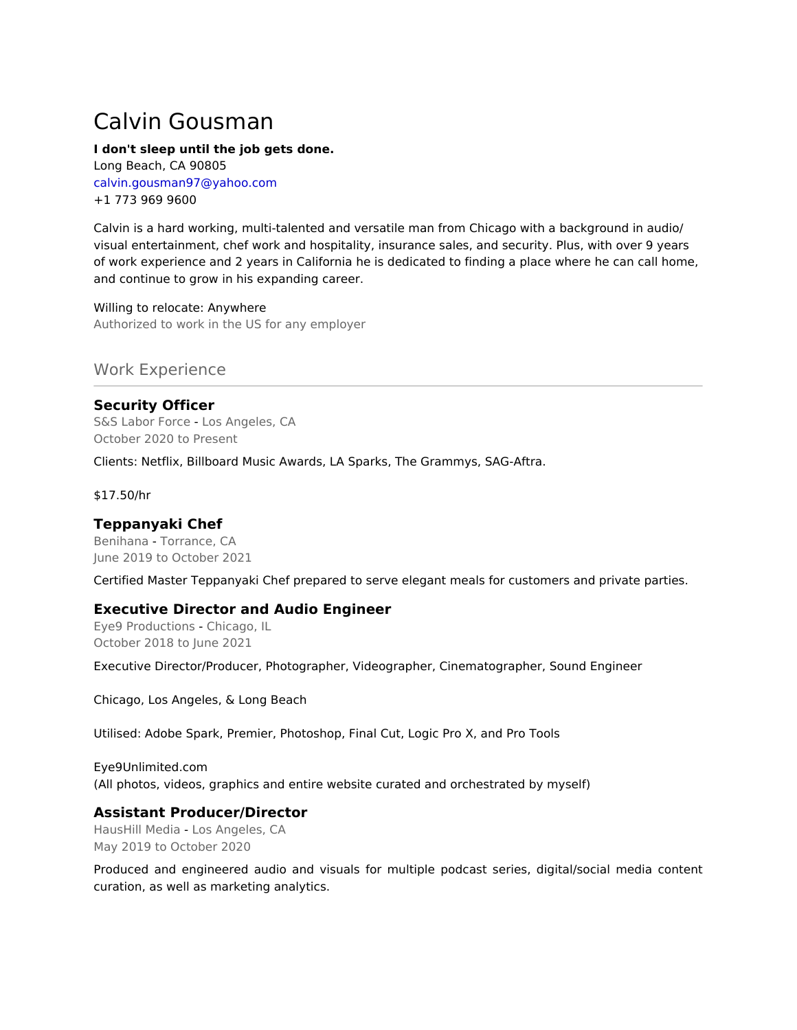# Calvin Gousman

**I don't sleep until the job gets done.**
Long Beach, CA 90805
calvin.gousman97@yahoo.com
+1 773 969 9600

Calvin is a hard working, multi-talented and versatile man from Chicago with a background in audio/visual entertainment, chef work and hospitality, insurance sales, and security. Plus, with over 9 years of work experience and 2 years in California he is dedicated to finding a place where he can call home, and continue to grow in his expanding career.

Willing to relocate: Anywhere
Authorized to work in the US for any employer

## Work Experience

### Security Officer

S&S Labor Force - Los Angeles, CA
October 2020 to Present

Clients: Netflix, Billboard Music Awards, LA Sparks, The Grammys, SAG-Aftra.

$17.50/hr

### Teppanyaki Chef

Benihana - Torrance, CA
June 2019 to October 2021

Certified Master Teppanyaki Chef prepared to serve elegant meals for customers and private parties.

### Executive Director and Audio Engineer

Eye9 Productions - Chicago, IL
October 2018 to June 2021

Executive Director/Producer, Photographer, Videographer, Cinematographer, Sound Engineer

Chicago, Los Angeles, & Long Beach

Utilised: Adobe Spark, Premier, Photoshop, Final Cut, Logic Pro X, and Pro Tools

Eye9Unlimited.com
(All photos, videos, graphics and entire website curated and orchestrated by myself)

### Assistant Producer/Director

HausHill Media - Los Angeles, CA
May 2019 to October 2020

Produced and engineered audio and visuals for multiple podcast series, digital/social media content curation, as well as marketing analytics.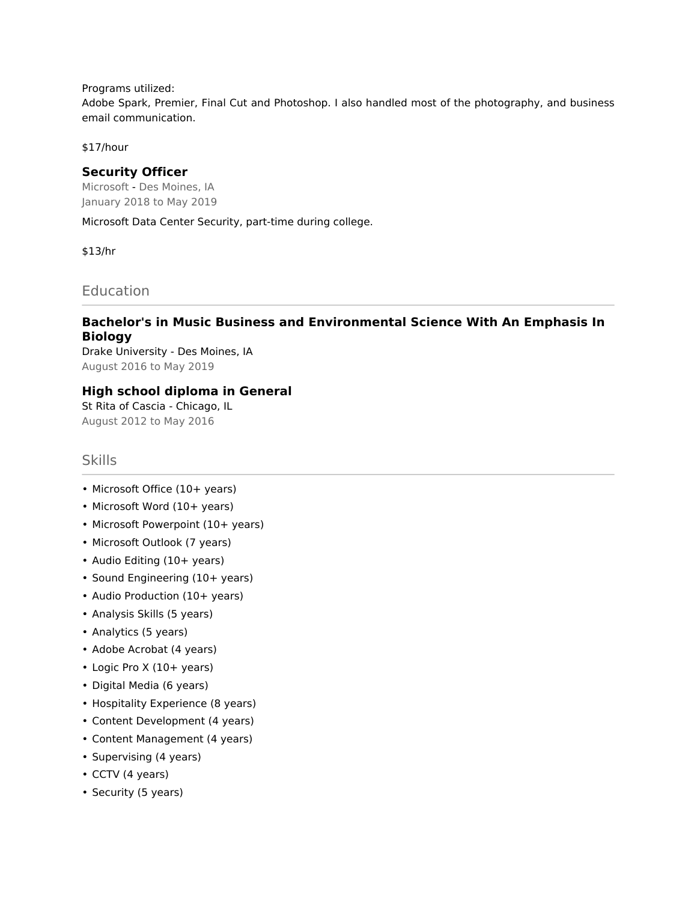Programs utilized:
Adobe Spark, Premier, Final Cut and Photoshop. I also handled most of the photography, and business email communication.

$17/hour

### Security Officer

Microsoft - Des Moines, IA
January 2018 to May 2019

Microsoft Data Center Security, part-time during college.

$13/hr

## Education

### Bachelor's in Music Business and Environmental Science With An Emphasis In Biology

Drake University - Des Moines, IA
August 2016 to May 2019

### High school diploma in General

St Rita of Cascia - Chicago, IL
August 2012 to May 2016

## Skills

- Microsoft Office (10+ years)
- Microsoft Word (10+ years)
- Microsoft Powerpoint (10+ years)
- Microsoft Outlook (7 years)
- Audio Editing (10+ years)
- Sound Engineering (10+ years)
- Audio Production (10+ years)
- Analysis Skills (5 years)
- Analytics (5 years)
- Adobe Acrobat (4 years)
- Logic Pro X (10+ years)
- Digital Media (6 years)
- Hospitality Experience (8 years)
- Content Development (4 years)
- Content Management (4 years)
- Supervising (4 years)
- CCTV (4 years)
- Security (5 years)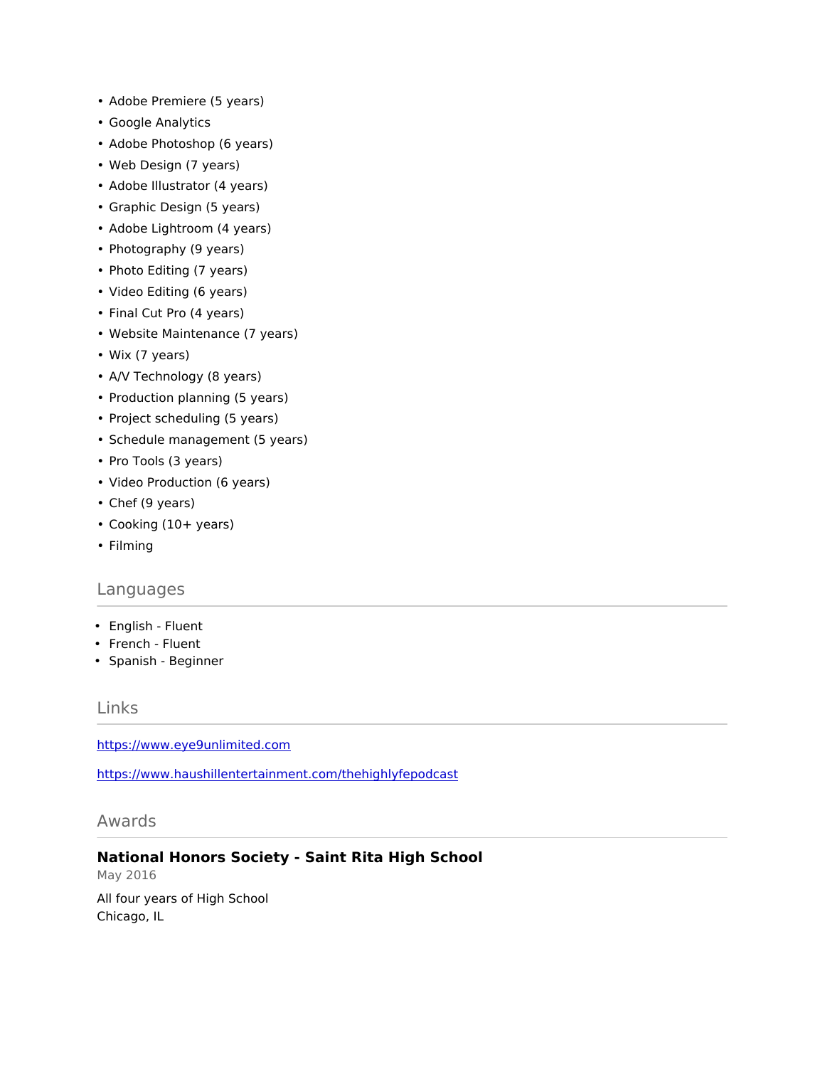- Adobe Premiere (5 years)
- Google Analytics
- Adobe Photoshop (6 years)
- Web Design (7 years)
- Adobe Illustrator (4 years)
- Graphic Design (5 years)
- Adobe Lightroom (4 years)
- Photography (9 years)
- Photo Editing (7 years)
- Video Editing (6 years)
- Final Cut Pro (4 years)
- Website Maintenance (7 years)
- Wix (7 years)
- A/V Technology (8 years)
- Production planning (5 years)
- Project scheduling (5 years)
- Schedule management (5 years)
- Pro Tools (3 years)
- Video Production (6 years)
- Chef (9 years)
- Cooking (10+ years)
- Filming

## Languages

- English - Fluent
- French - Fluent
- Spanish - Beginner

## Links

https://www.eye9unlimited.com

https://www.haushillentertainment.com/thehighlyfepodcast

## Awards

**National Honors Society - Saint Rita High School**
May 2016

All four years of High School
Chicago, IL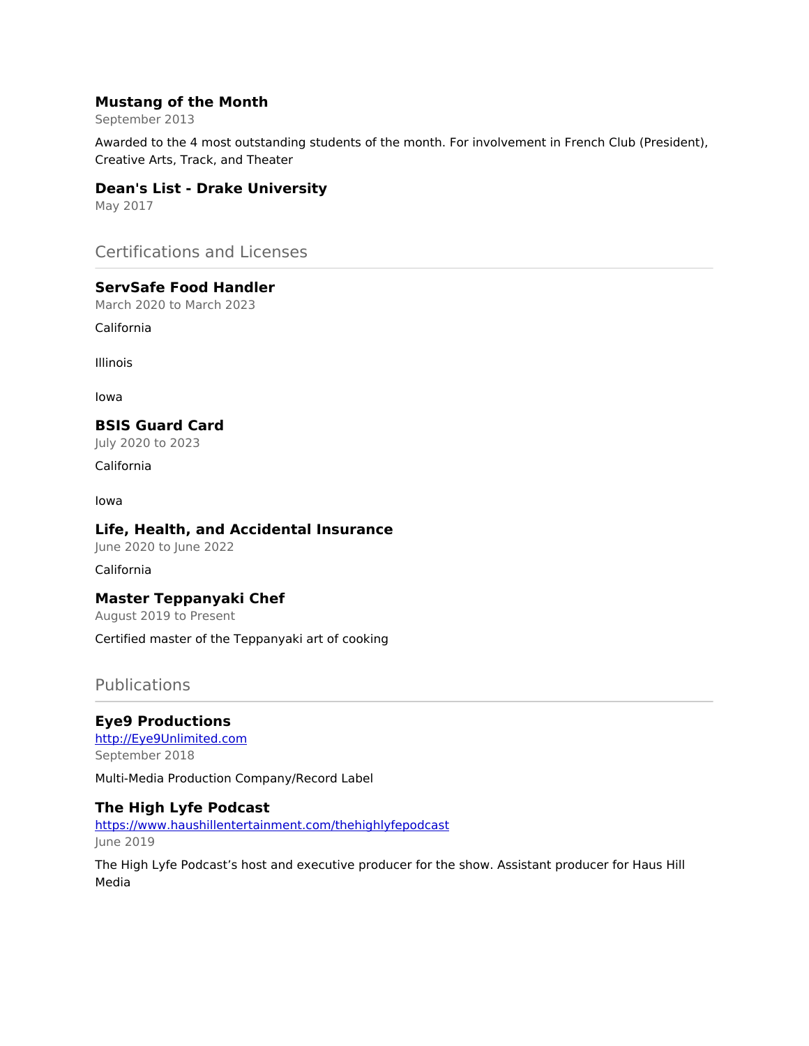### Mustang of the Month

September 2013

Awarded to the 4 most outstanding students of the month. For involvement in French Club (President), Creative Arts, Track, and Theater

### Dean's List - Drake University

May 2017

## Certifications and Licenses

### ServSafe Food Handler

March 2020 to March 2023

California

Illinois

Iowa

### BSIS Guard Card

July 2020 to 2023

California

Iowa

### Life, Health, and Accidental Insurance

June 2020 to June 2022

California

### Master Teppanyaki Chef

August 2019 to Present

Certified master of the Teppanyaki art of cooking

## Publications

### Eye9 Productions

[http://Eye9Unlimited.com](http://Eye9Unlimited.com)

September 2018

Multi-Media Production Company/Record Label

### The High Lyfe Podcast

[https://www.haushillentertainment.com/thehighlyfepodcast](https://www.haushillentertainment.com/thehighlyfepodcast)

June 2019

The High Lyfe Podcast's host and executive producer for the show. Assistant producer for Haus Hill Media